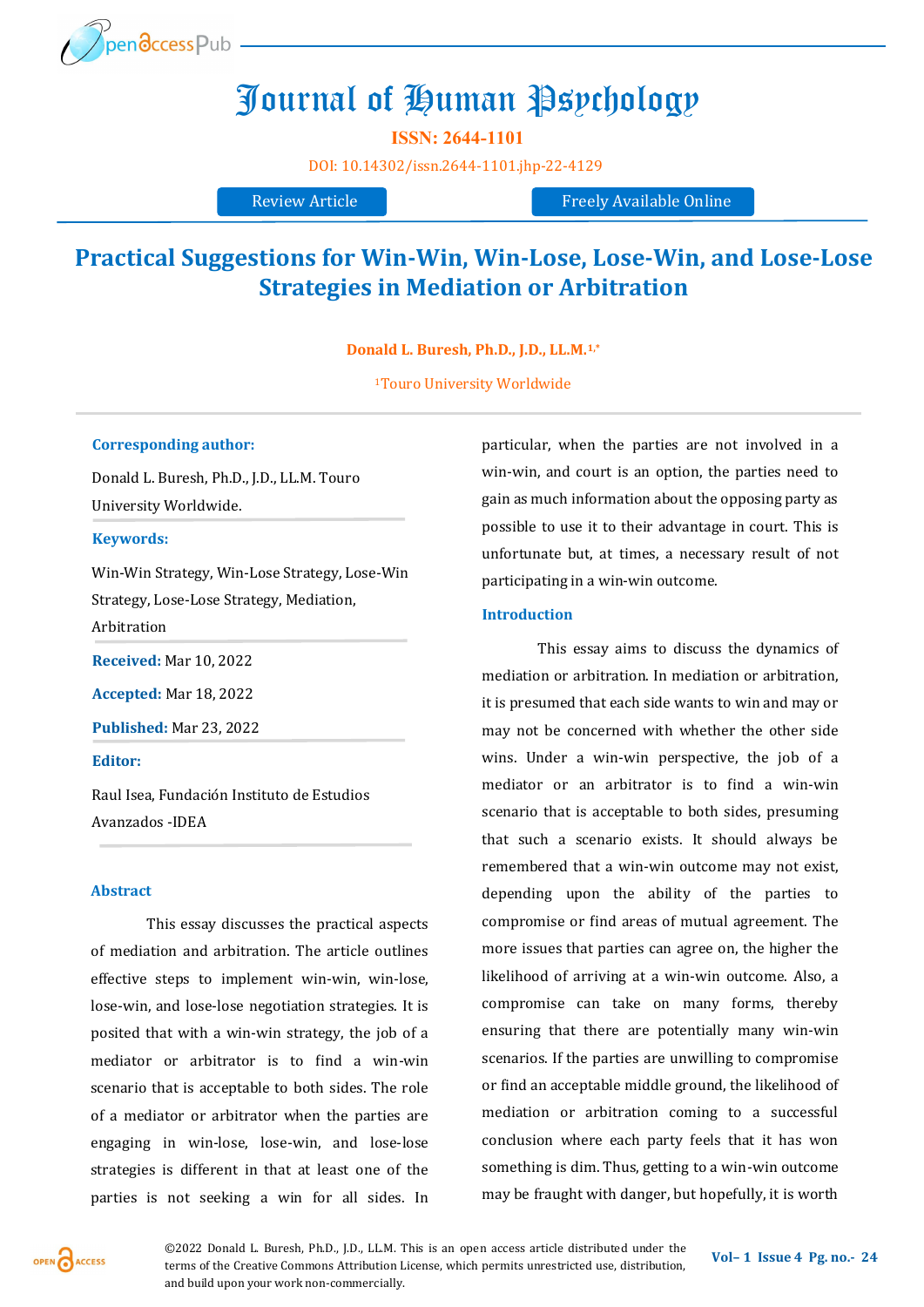# Journal of Human Psychology

**ISSN: 2644-1101**

DOI: 10.14302/issn.2644-1101.jhp-22-4129

Review Article | Freely Available Online

## Practical Suggestions for Win-Win, Win-Lose, Lose-Win, and Lose-Lose Strategies in Mediation or Arbitration

**Donald L. Buresh, Ph.D., J.D., LL.M.[1,*]**

[1]Touro University Worldwide

**Corresponding author:**

Donald L. Buresh, Ph.D., J.D., LL.M. Touro University Worldwide.

**Keywords:**

Win-Win Strategy, Win-Lose Strategy, Lose-Win Strategy, Lose-Lose Strategy, Mediation, Arbitration

**Received:** Mar 10, 2022

**Accepted:** Mar 18, 2022

**Published:** Mar 23, 2022

**Editor:**

Raul Isea, Fundación Instituto de Estudios Avanzados -IDEA

### Abstract

This essay discusses the practical aspects of mediation and arbitration. The article outlines effective steps to implement win-win, win-lose, lose-win, and lose-lose negotiation strategies. It is posited that with a win-win strategy, the job of a mediator or arbitrator is to find a win-win scenario that is acceptable to both sides. The role of a mediator or arbitrator when the parties are engaging in win-lose, lose-win, and lose-lose strategies is different in that at least one of the parties is not seeking a win for all sides. In particular, when the parties are not involved in a win-win, and court is an option, the parties need to gain as much information about the opposing party as possible to use it to their advantage in court. This is unfortunate but, at times, a necessary result of not participating in a win-win outcome.

### Introduction

This essay aims to discuss the dynamics of mediation or arbitration. In mediation or arbitration, it is presumed that each side wants to win and may or may not be concerned with whether the other side wins. Under a win-win perspective, the job of a mediator or an arbitrator is to find a win-win scenario that is acceptable to both sides, presuming that such a scenario exists. It should always be remembered that a win-win outcome may not exist, depending upon the ability of the parties to compromise or find areas of mutual agreement. The more issues that parties can agree on, the higher the likelihood of arriving at a win-win outcome. Also, a compromise can take on many forms, thereby ensuring that there are potentially many win-win scenarios. If the parties are unwilling to compromise or find an acceptable middle ground, the likelihood of mediation or arbitration coming to a successful conclusion where each party feels that it has won something is dim. Thus, getting to a win-win outcome may be fraught with danger, but hopefully, it is worth

©2022 Donald L. Buresh, Ph.D., J.D., LL.M. This is an open access article distributed under the terms of the Creative Commons Attribution License, which permits unrestricted use, distribution, and build upon your work non-commercially.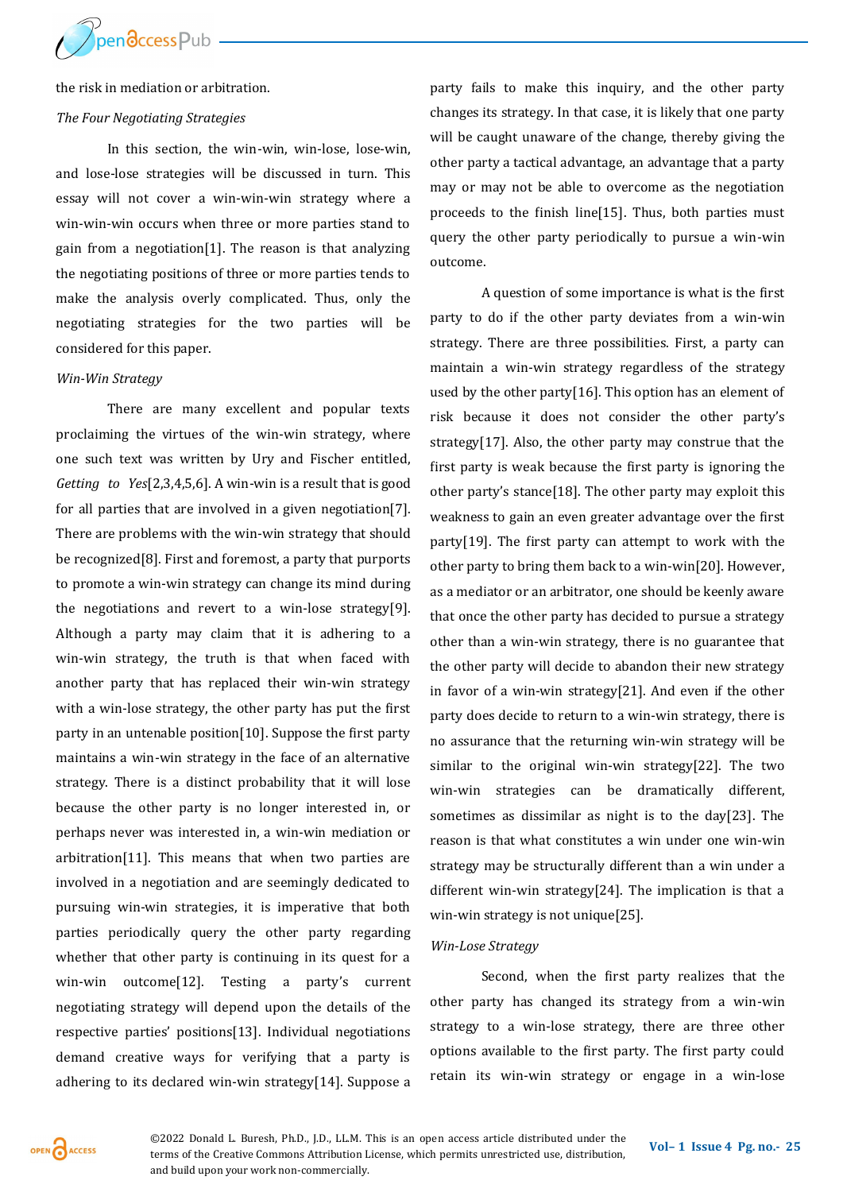the risk in mediation or arbitration.

*The Four Negotiating Strategies*

In this section, the win-win, win-lose, lose-win, and lose-lose strategies will be discussed in turn. This essay will not cover a win-win-win strategy where a win-win-win occurs when three or more parties stand to gain from a negotiation[1]. The reason is that analyzing the negotiating positions of three or more parties tends to make the analysis overly complicated. Thus, only the negotiating strategies for the two parties will be considered for this paper.

*Win-Win Strategy*

There are many excellent and popular texts proclaiming the virtues of the win-win strategy, where one such text was written by Ury and Fischer entitled, *Getting to Yes*[2,3,4,5,6]. A win-win is a result that is good for all parties that are involved in a given negotiation[7]. There are problems with the win-win strategy that should be recognized[8]. First and foremost, a party that purports to promote a win-win strategy can change its mind during the negotiations and revert to a win-lose strategy[9]. Although a party may claim that it is adhering to a win-win strategy, the truth is that when faced with another party that has replaced their win-win strategy with a win-lose strategy, the other party has put the first party in an untenable position[10]. Suppose the first party maintains a win-win strategy in the face of an alternative strategy. There is a distinct probability that it will lose because the other party is no longer interested in, or perhaps never was interested in, a win-win mediation or arbitration[11]. This means that when two parties are involved in a negotiation and are seemingly dedicated to pursuing win-win strategies, it is imperative that both parties periodically query the other party regarding whether that other party is continuing in its quest for a win-win outcome[12]. Testing a party's current negotiating strategy will depend upon the details of the respective parties' positions[13]. Individual negotiations demand creative ways for verifying that a party is adhering to its declared win-win strategy[14]. Suppose a party fails to make this inquiry, and the other party changes its strategy. In that case, it is likely that one party will be caught unaware of the change, thereby giving the other party a tactical advantage, an advantage that a party may or may not be able to overcome as the negotiation proceeds to the finish line[15]. Thus, both parties must query the other party periodically to pursue a win-win outcome.

A question of some importance is what is the first party to do if the other party deviates from a win-win strategy. There are three possibilities. First, a party can maintain a win-win strategy regardless of the strategy used by the other party[16]. This option has an element of risk because it does not consider the other party's strategy[17]. Also, the other party may construe that the first party is weak because the first party is ignoring the other party's stance[18]. The other party may exploit this weakness to gain an even greater advantage over the first party[19]. The first party can attempt to work with the other party to bring them back to a win-win[20]. However, as a mediator or an arbitrator, one should be keenly aware that once the other party has decided to pursue a strategy other than a win-win strategy, there is no guarantee that the other party will decide to abandon their new strategy in favor of a win-win strategy[21]. And even if the other party does decide to return to a win-win strategy, there is no assurance that the returning win-win strategy will be similar to the original win-win strategy[22]. The two win-win strategies can be dramatically different, sometimes as dissimilar as night is to the day[23]. The reason is that what constitutes a win under one win-win strategy may be structurally different than a win under a different win-win strategy[24]. The implication is that a win-win strategy is not unique[25].

*Win-Lose Strategy*

Second, when the first party realizes that the other party has changed its strategy from a win-win strategy to a win-lose strategy, there are three other options available to the first party. The first party could retain its win-win strategy or engage in a win-lose

©2022 Donald L. Buresh, Ph.D., J.D., LL.M. This is an open access article distributed under the terms of the Creative Commons Attribution License, which permits unrestricted use, distribution, and build upon your work non-commercially.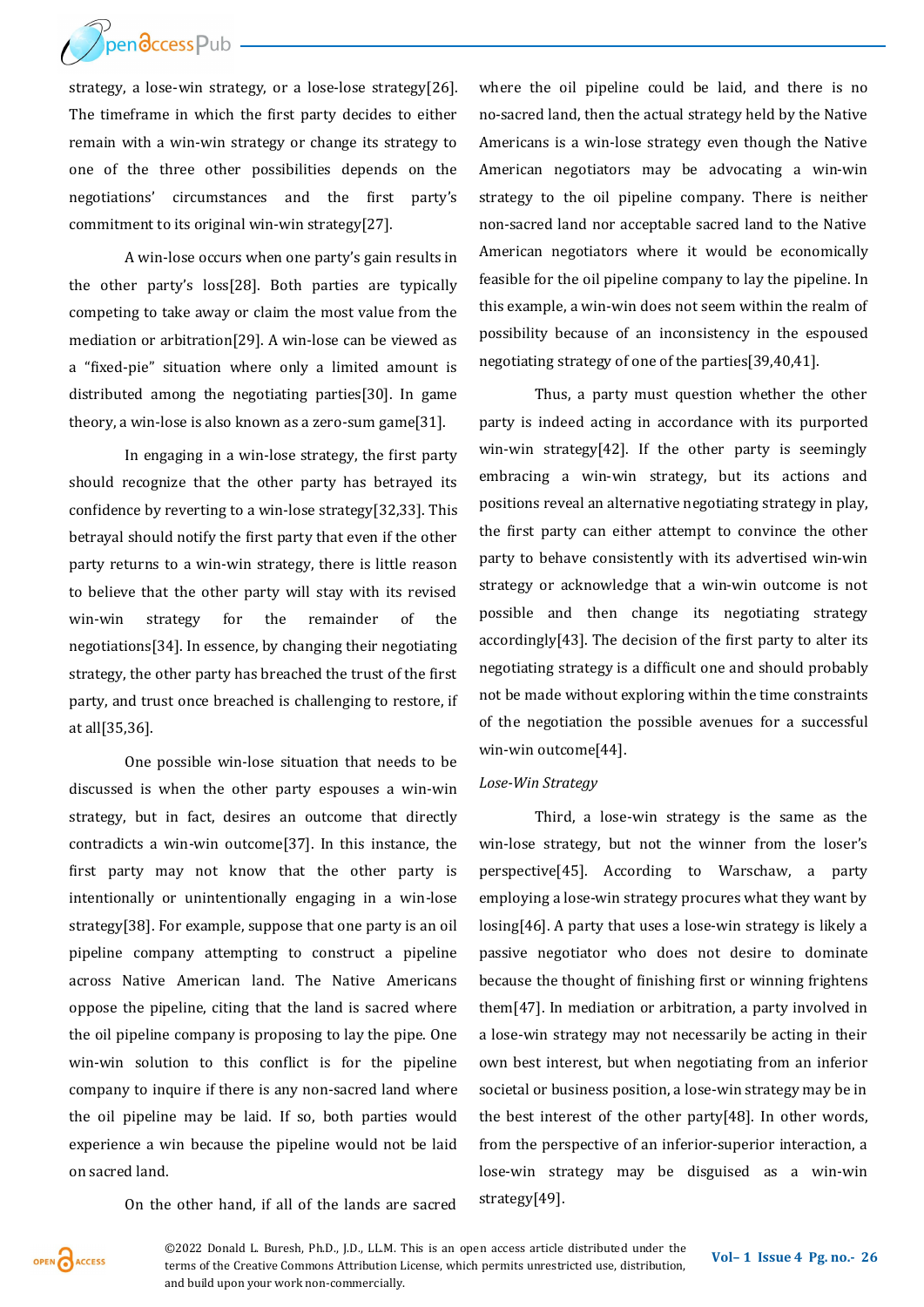strategy, a lose-win strategy, or a lose-lose strategy[26]. The timeframe in which the first party decides to either remain with a win-win strategy or change its strategy to one of the three other possibilities depends on the negotiations' circumstances and the first party's commitment to its original win-win strategy[27].

A win-lose occurs when one party's gain results in the other party's loss[28]. Both parties are typically competing to take away or claim the most value from the mediation or arbitration[29]. A win-lose can be viewed as a "fixed-pie" situation where only a limited amount is distributed among the negotiating parties[30]. In game theory, a win-lose is also known as a zero-sum game[31].

In engaging in a win-lose strategy, the first party should recognize that the other party has betrayed its confidence by reverting to a win-lose strategy[32,33]. This betrayal should notify the first party that even if the other party returns to a win-win strategy, there is little reason to believe that the other party will stay with its revised win-win strategy for the remainder of the negotiations[34]. In essence, by changing their negotiating strategy, the other party has breached the trust of the first party, and trust once breached is challenging to restore, if at all[35,36].

One possible win-lose situation that needs to be discussed is when the other party espouses a win-win strategy, but in fact, desires an outcome that directly contradicts a win-win outcome[37]. In this instance, the first party may not know that the other party is intentionally or unintentionally engaging in a win-lose strategy[38]. For example, suppose that one party is an oil pipeline company attempting to construct a pipeline across Native American land. The Native Americans oppose the pipeline, citing that the land is sacred where the oil pipeline company is proposing to lay the pipe. One win-win solution to this conflict is for the pipeline company to inquire if there is any non-sacred land where the oil pipeline may be laid. If so, both parties would experience a win because the pipeline would not be laid on sacred land.

On the other hand, if all of the lands are sacred where the oil pipeline could be laid, and there is no no-sacred land, then the actual strategy held by the Native Americans is a win-lose strategy even though the Native American negotiators may be advocating a win-win strategy to the oil pipeline company. There is neither non-sacred land nor acceptable sacred land to the Native American negotiators where it would be economically feasible for the oil pipeline company to lay the pipeline. In this example, a win-win does not seem within the realm of possibility because of an inconsistency in the espoused negotiating strategy of one of the parties[39,40,41].

Thus, a party must question whether the other party is indeed acting in accordance with its purported win-win strategy[42]. If the other party is seemingly embracing a win-win strategy, but its actions and positions reveal an alternative negotiating strategy in play, the first party can either attempt to convince the other party to behave consistently with its advertised win-win strategy or acknowledge that a win-win outcome is not possible and then change its negotiating strategy accordingly[43]. The decision of the first party to alter its negotiating strategy is a difficult one and should probably not be made without exploring within the time constraints of the negotiation the possible avenues for a successful win-win outcome[44].

*Lose-Win Strategy*

Third, a lose-win strategy is the same as the win-lose strategy, but not the winner from the loser's perspective[45]. According to Warschaw, a party employing a lose-win strategy procures what they want by losing[46]. A party that uses a lose-win strategy is likely a passive negotiator who does not desire to dominate because the thought of finishing first or winning frightens them[47]. In mediation or arbitration, a party involved in a lose-win strategy may not necessarily be acting in their own best interest, but when negotiating from an inferior societal or business position, a lose-win strategy may be in the best interest of the other party[48]. In other words, from the perspective of an inferior-superior interaction, a lose-win strategy may be disguised as a win-win strategy[49].

©2022 Donald L. Buresh, Ph.D., J.D., LL.M. This is an open access article distributed under the terms of the Creative Commons Attribution License, which permits unrestricted use, distribution, and build upon your work non-commercially.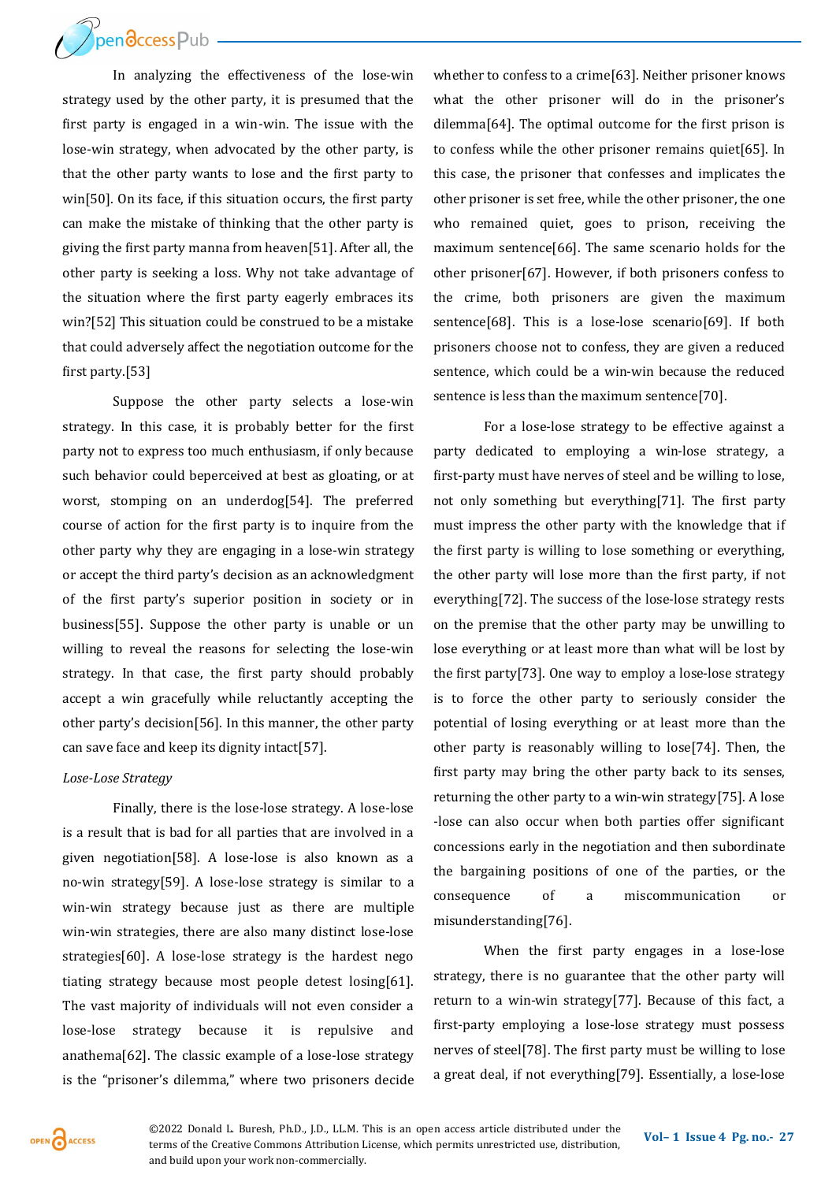In analyzing the effectiveness of the lose-win strategy used by the other party, it is presumed that the first party is engaged in a win-win. The issue with the lose-win strategy, when advocated by the other party, is that the other party wants to lose and the first party to win[50]. On its face, if this situation occurs, the first party can make the mistake of thinking that the other party is giving the first party manna from heaven[51]. After all, the other party is seeking a loss. Why not take advantage of the situation where the first party eagerly embraces its win?[52] This situation could be construed to be a mistake that could adversely affect the negotiation outcome for the first party.[53]

Suppose the other party selects a lose-win strategy. In this case, it is probably better for the first party not to express too much enthusiasm, if only because such behavior could beperceived at best as gloating, or at worst, stomping on an underdog[54]. The preferred course of action for the first party is to inquire from the other party why they are engaging in a lose-win strategy or accept the third party's decision as an acknowledgment of the first party's superior position in society or in business[55]. Suppose the other party is unable or un willing to reveal the reasons for selecting the lose-win strategy. In that case, the first party should probably accept a win gracefully while reluctantly accepting the other party's decision[56]. In this manner, the other party can save face and keep its dignity intact[57].

*Lose-Lose Strategy*

Finally, there is the lose-lose strategy. A lose-lose is a result that is bad for all parties that are involved in a given negotiation[58]. A lose-lose is also known as a no-win strategy[59]. A lose-lose strategy is similar to a win-win strategy because just as there are multiple win-win strategies, there are also many distinct lose-lose strategies[60]. A lose-lose strategy is the hardest nego tiating strategy because most people detest losing[61]. The vast majority of individuals will not even consider a lose-lose strategy because it is repulsive and anathema[62]. The classic example of a lose-lose strategy is the "prisoner's dilemma," where two prisoners decide whether to confess to a crime[63]. Neither prisoner knows what the other prisoner will do in the prisoner's dilemma[64]. The optimal outcome for the first prison is to confess while the other prisoner remains quiet[65]. In this case, the prisoner that confesses and implicates the other prisoner is set free, while the other prisoner, the one who remained quiet, goes to prison, receiving the maximum sentence[66]. The same scenario holds for the other prisoner[67]. However, if both prisoners confess to the crime, both prisoners are given the maximum sentence[68]. This is a lose-lose scenario[69]. If both prisoners choose not to confess, they are given a reduced sentence, which could be a win-win because the reduced sentence is less than the maximum sentence[70].

For a lose-lose strategy to be effective against a party dedicated to employing a win-lose strategy, a first-party must have nerves of steel and be willing to lose, not only something but everything[71]. The first party must impress the other party with the knowledge that if the first party is willing to lose something or everything, the other party will lose more than the first party, if not everything[72]. The success of the lose-lose strategy rests on the premise that the other party may be unwilling to lose everything or at least more than what will be lost by the first party[73]. One way to employ a lose-lose strategy is to force the other party to seriously consider the potential of losing everything or at least more than the other party is reasonably willing to lose[74]. Then, the first party may bring the other party back to its senses, returning the other party to a win-win strategy[75]. A lose -lose can also occur when both parties offer significant concessions early in the negotiation and then subordinate the bargaining positions of one of the parties, or the consequence of a miscommunication or misunderstanding[76].

When the first party engages in a lose-lose strategy, there is no guarantee that the other party will return to a win-win strategy[77]. Because of this fact, a first-party employing a lose-lose strategy must possess nerves of steel[78]. The first party must be willing to lose a great deal, if not everything[79]. Essentially, a lose-lose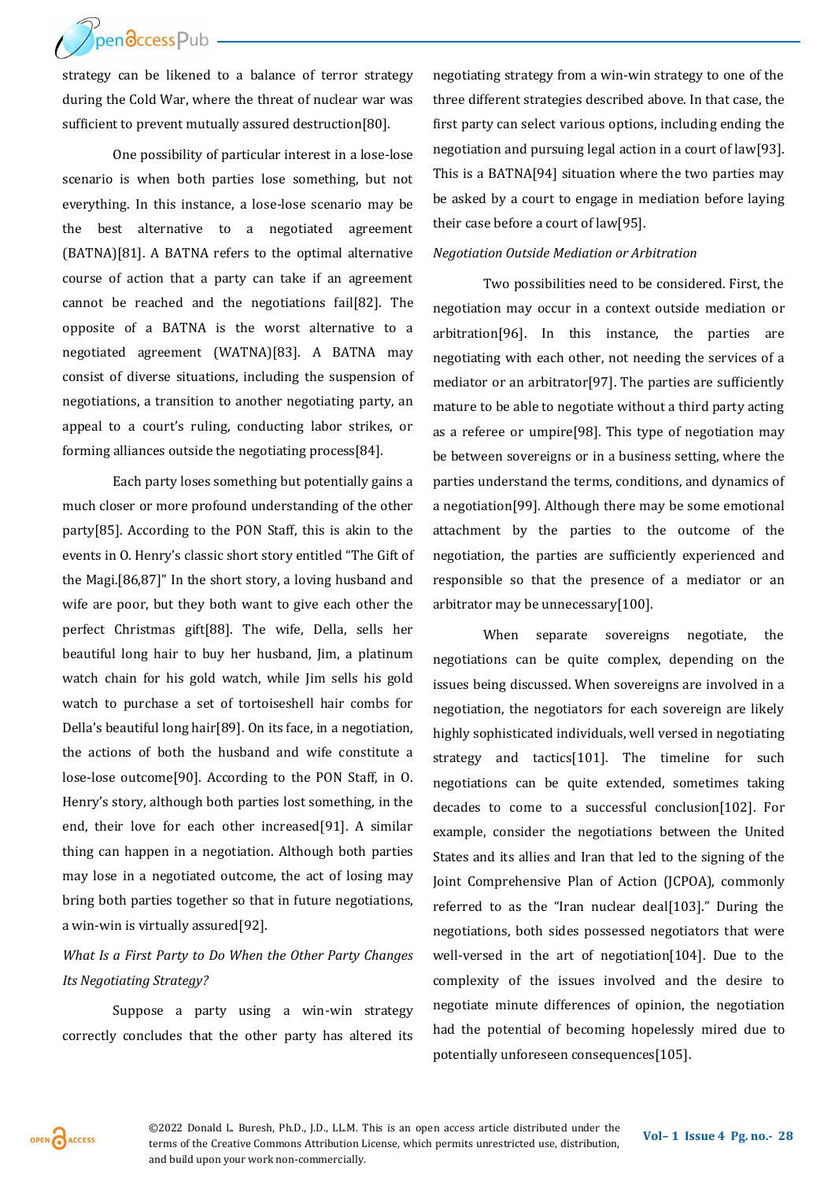strategy can be likened to a balance of terror strategy during the Cold War, where the threat of nuclear war was sufficient to prevent mutually assured destruction[80].

One possibility of particular interest in a lose-lose scenario is when both parties lose something, but not everything. In this instance, a lose-lose scenario may be the best alternative to a negotiated agreement (BATNA)[81]. A BATNA refers to the optimal alternative course of action that a party can take if an agreement cannot be reached and the negotiations fail[82]. The opposite of a BATNA is the worst alternative to a negotiated agreement (WATNA)[83]. A BATNA may consist of diverse situations, including the suspension of negotiations, a transition to another negotiating party, an appeal to a court's ruling, conducting labor strikes, or forming alliances outside the negotiating process[84].

Each party loses something but potentially gains a much closer or more profound understanding of the other party[85]. According to the PON Staff, this is akin to the events in O. Henry's classic short story entitled "The Gift of the Magi.[86,87]" In the short story, a loving husband and wife are poor, but they both want to give each other the perfect Christmas gift[88]. The wife, Della, sells her beautiful long hair to buy her husband, Jim, a platinum watch chain for his gold watch, while Jim sells his gold watch to purchase a set of tortoiseshell hair combs for Della's beautiful long hair[89]. On its face, in a negotiation, the actions of both the husband and wife constitute a lose-lose outcome[90]. According to the PON Staff, in O. Henry's story, although both parties lost something, in the end, their love for each other increased[91]. A similar thing can happen in a negotiation. Although both parties may lose in a negotiated outcome, the act of losing may bring both parties together so that in future negotiations, a win-win is virtually assured[92].

*What Is a First Party to Do When the Other Party Changes Its Negotiating Strategy?*

Suppose a party using a win-win strategy correctly concludes that the other party has altered its negotiating strategy from a win-win strategy to one of the three different strategies described above. In that case, the first party can select various options, including ending the negotiation and pursuing legal action in a court of law[93]. This is a BATNA[94] situation where the two parties may be asked by a court to engage in mediation before laying their case before a court of law[95].

*Negotiation Outside Mediation or Arbitration*

Two possibilities need to be considered. First, the negotiation may occur in a context outside mediation or arbitration[96]. In this instance, the parties are negotiating with each other, not needing the services of a mediator or an arbitrator[97]. The parties are sufficiently mature to be able to negotiate without a third party acting as a referee or umpire[98]. This type of negotiation may be between sovereigns or in a business setting, where the parties understand the terms, conditions, and dynamics of a negotiation[99]. Although there may be some emotional attachment by the parties to the outcome of the negotiation, the parties are sufficiently experienced and responsible so that the presence of a mediator or an arbitrator may be unnecessary[100].

When separate sovereigns negotiate, the negotiations can be quite complex, depending on the issues being discussed. When sovereigns are involved in a negotiation, the negotiators for each sovereign are likely highly sophisticated individuals, well versed in negotiating strategy and tactics[101]. The timeline for such negotiations can be quite extended, sometimes taking decades to come to a successful conclusion[102]. For example, consider the negotiations between the United States and its allies and Iran that led to the signing of the Joint Comprehensive Plan of Action (JCPOA), commonly referred to as the "Iran nuclear deal[103]." During the negotiations, both sides possessed negotiators that were well-versed in the art of negotiation[104]. Due to the complexity of the issues involved and the desire to negotiate minute differences of opinion, the negotiation had the potential of becoming hopelessly mired due to potentially unforeseen consequences[105].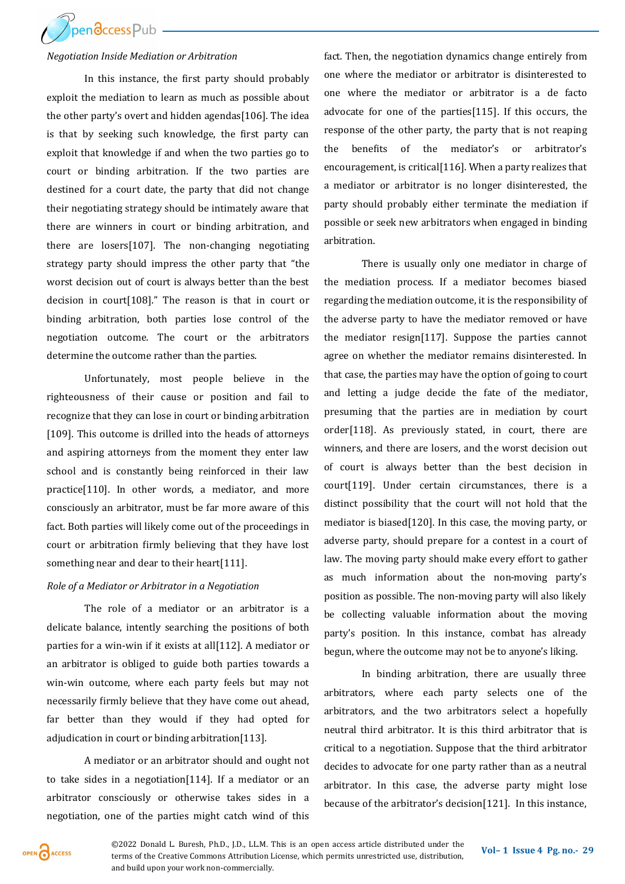*Negotiation Inside Mediation or Arbitration*

In this instance, the first party should probably exploit the mediation to learn as much as possible about the other party's overt and hidden agendas[106]. The idea is that by seeking such knowledge, the first party can exploit that knowledge if and when the two parties go to court or binding arbitration. If the two parties are destined for a court date, the party that did not change their negotiating strategy should be intimately aware that there are winners in court or binding arbitration, and there are losers[107]. The non-changing negotiating strategy party should impress the other party that "the worst decision out of court is always better than the best decision in court[108]." The reason is that in court or binding arbitration, both parties lose control of the negotiation outcome. The court or the arbitrators determine the outcome rather than the parties.

Unfortunately, most people believe in the righteousness of their cause or position and fail to recognize that they can lose in court or binding arbitration [109]. This outcome is drilled into the heads of attorneys and aspiring attorneys from the moment they enter law school and is constantly being reinforced in their law practice[110]. In other words, a mediator, and more consciously an arbitrator, must be far more aware of this fact. Both parties will likely come out of the proceedings in court or arbitration firmly believing that they have lost something near and dear to their heart[111].

*Role of a Mediator or Arbitrator in a Negotiation*

The role of a mediator or an arbitrator is a delicate balance, intently searching the positions of both parties for a win-win if it exists at all[112]. A mediator or an arbitrator is obliged to guide both parties towards a win-win outcome, where each party feels but may not necessarily firmly believe that they have come out ahead, far better than they would if they had opted for adjudication in court or binding arbitration[113].

A mediator or an arbitrator should and ought not to take sides in a negotiation[114]. If a mediator or an arbitrator consciously or otherwise takes sides in a negotiation, one of the parties might catch wind of this fact. Then, the negotiation dynamics change entirely from one where the mediator or arbitrator is disinterested to one where the mediator or arbitrator is a de facto advocate for one of the parties[115]. If this occurs, the response of the other party, the party that is not reaping the benefits of the mediator's or arbitrator's encouragement, is critical[116]. When a party realizes that a mediator or arbitrator is no longer disinterested, the party should probably either terminate the mediation if possible or seek new arbitrators when engaged in binding arbitration.

There is usually only one mediator in charge of the mediation process. If a mediator becomes biased regarding the mediation outcome, it is the responsibility of the adverse party to have the mediator removed or have the mediator resign[117]. Suppose the parties cannot agree on whether the mediator remains disinterested. In that case, the parties may have the option of going to court and letting a judge decide the fate of the mediator, presuming that the parties are in mediation by court order[118]. As previously stated, in court, there are winners, and there are losers, and the worst decision out of court is always better than the best decision in court[119]. Under certain circumstances, there is a distinct possibility that the court will not hold that the mediator is biased[120]. In this case, the moving party, or adverse party, should prepare for a contest in a court of law. The moving party should make every effort to gather as much information about the non-moving party's position as possible. The non-moving party will also likely be collecting valuable information about the moving party's position. In this instance, combat has already begun, where the outcome may not be to anyone's liking.

In binding arbitration, there are usually three arbitrators, where each party selects one of the arbitrators, and the two arbitrators select a hopefully neutral third arbitrator. It is this third arbitrator that is critical to a negotiation. Suppose that the third arbitrator decides to advocate for one party rather than as a neutral arbitrator. In this case, the adverse party might lose because of the arbitrator's decision[121]. In this instance,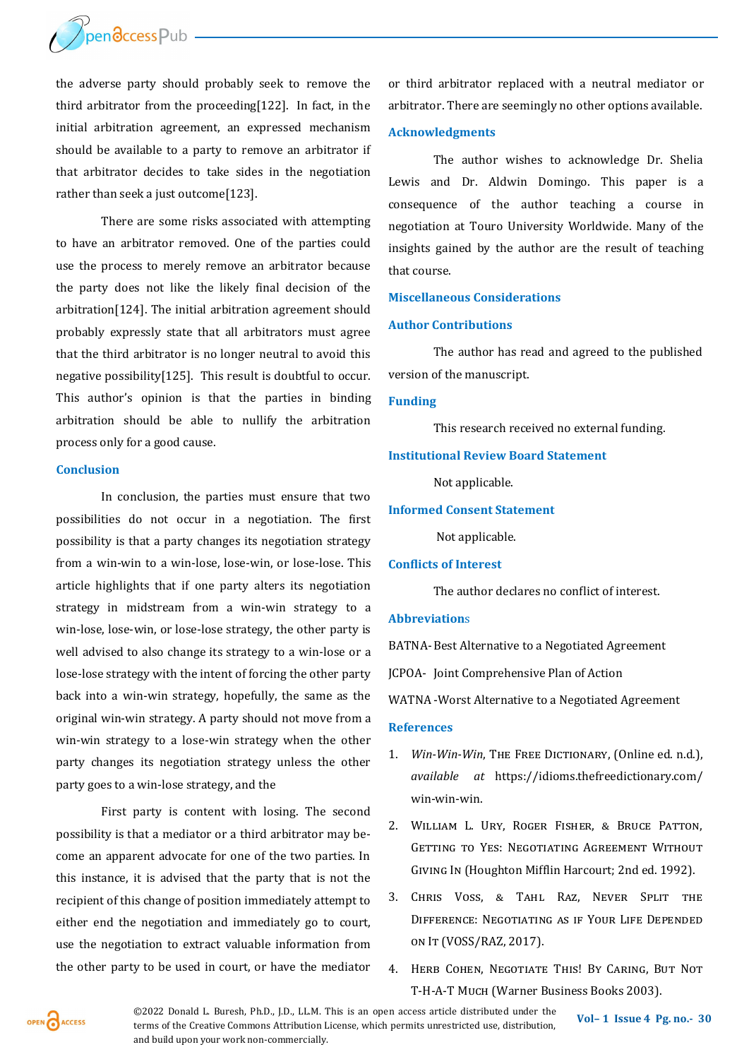the adverse party should probably seek to remove the third arbitrator from the proceeding[122]. In fact, in the initial arbitration agreement, an expressed mechanism should be available to a party to remove an arbitrator if that arbitrator decides to take sides in the negotiation rather than seek a just outcome[123].

There are some risks associated with attempting to have an arbitrator removed. One of the parties could use the process to merely remove an arbitrator because the party does not like the likely final decision of the arbitration[124]. The initial arbitration agreement should probably expressly state that all arbitrators must agree that the third arbitrator is no longer neutral to avoid this negative possibility[125]. This result is doubtful to occur. This author's opinion is that the parties in binding arbitration should be able to nullify the arbitration process only for a good cause.

## Conclusion

In conclusion, the parties must ensure that two possibilities do not occur in a negotiation. The first possibility is that a party changes its negotiation strategy from a win-win to a win-lose, lose-win, or lose-lose. This article highlights that if one party alters its negotiation strategy in midstream from a win-win strategy to a win-lose, lose-win, or lose-lose strategy, the other party is well advised to also change its strategy to a win-lose or a lose-lose strategy with the intent of forcing the other party back into a win-win strategy, hopefully, the same as the original win-win strategy. A party should not move from a win-win strategy to a lose-win strategy when the other party changes its negotiation strategy unless the other party goes to a win-lose strategy, and the

First party is content with losing. The second possibility is that a mediator or a third arbitrator may become an apparent advocate for one of the two parties. In this instance, it is advised that the party that is not the recipient of this change of position immediately attempt to either end the negotiation and immediately go to court, use the negotiation to extract valuable information from the other party to be used in court, or have the mediator or third arbitrator replaced with a neutral mediator or arbitrator. There are seemingly no other options available.

## Acknowledgments

The author wishes to acknowledge Dr. Shelia Lewis and Dr. Aldwin Domingo. This paper is a consequence of the author teaching a course in negotiation at Touro University Worldwide. Many of the insights gained by the author are the result of teaching that course.

## Miscellaneous Considerations

## Author Contributions

The author has read and agreed to the published version of the manuscript.

## Funding

This research received no external funding.

## Institutional Review Board Statement

Not applicable.

## Informed Consent Statement

Not applicable.

## Conflicts of Interest

The author declares no conflict of interest.

## Abbreviations

BATNA- Best Alternative to a Negotiated Agreement

JCPOA- Joint Comprehensive Plan of Action

WATNA -Worst Alternative to a Negotiated Agreement

## References

1. *Win-Win-Win*, The Free Dictionary, (Online ed. n.d.), *available at* https://idioms.thefreedictionary.com/win-win-win.
2. William L. Ury, Roger Fisher, & Bruce Patton, Getting to Yes: Negotiating Agreement Without Giving In (Houghton Mifflin Harcourt; 2nd ed. 1992).
3. Chris Voss, & Tahl Raz, Never Split the Difference: Negotiating as if Your Life Depended on It (VOSS/RAZ, 2017).
4. Herb Cohen, Negotiate This! By Caring, But Not T-H-A-T Much (Warner Business Books 2003).

©2022 Donald L. Buresh, Ph.D., J.D., LL.M. This is an open access article distributed under the terms of the Creative Commons Attribution License, which permits unrestricted use, distribution, and build upon your work non-commercially.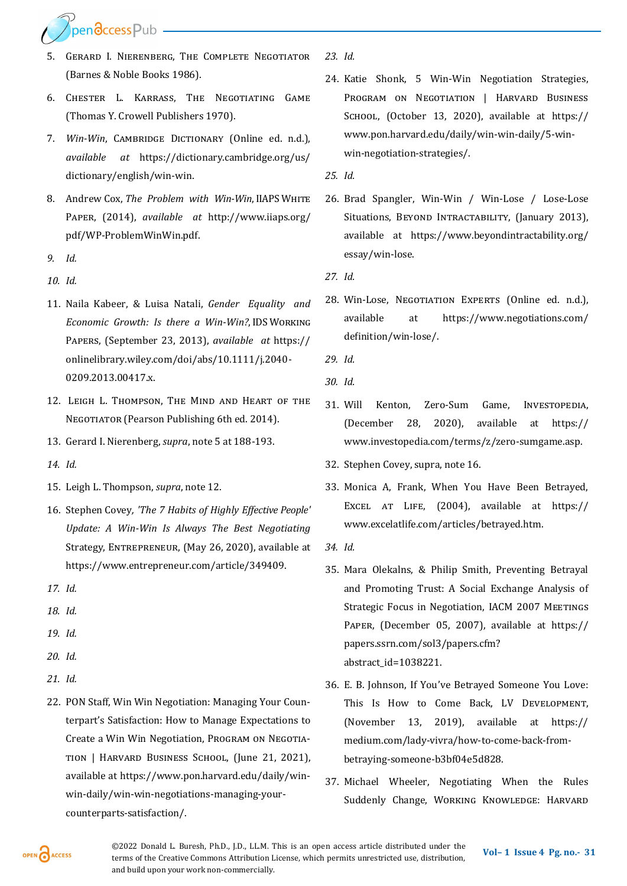5. Gerard I. Nierenberg, The Complete Negotiator (Barnes & Noble Books 1986).
6. Chester L. Karrass, The Negotiating Game (Thomas Y. Crowell Publishers 1970).
7. *Win-Win*, Cambridge Dictionary (Online ed. n.d.), *available at* https://dictionary.cambridge.org/us/dictionary/english/win-win.
8. Andrew Cox, *The Problem with Win-Win*, IIAPS White Paper, (2014), *available at* http://www.iiaps.org/pdf/WP-ProblemWinWin.pdf.
9. *Id.*
10. *Id.*
11. Naila Kabeer, & Luisa Natali, *Gender Equality and Economic Growth: Is there a Win-Win?*, IDS Working Papers, (September 23, 2013), *available at* https://onlinelibrary.wiley.com/doi/abs/10.1111/j.2040-0209.2013.00417.x.
12. Leigh L. Thompson, The Mind and Heart of the Negotiator (Pearson Publishing 6th ed. 2014).
13. Gerard I. Nierenberg, *supra*, note 5 at 188-193.
14. *Id.*
15. Leigh L. Thompson, *supra*, note 12.
16. Stephen Covey, *'The 7 Habits of Highly Effective People' Update: A Win-Win Is Always The Best Negotiating* Strategy, Entrepreneur, (May 26, 2020), available at https://www.entrepreneur.com/article/349409.
17. *Id.*
18. *Id.*
19. *Id.*
20. *Id.*
21. *Id.*
22. PON Staff, Win Win Negotiation: Managing Your Counterpart's Satisfaction: How to Manage Expectations to Create a Win Win Negotiation, Program on Negotiation | Harvard Business School, (June 21, 2021), available at https://www.pon.harvard.edu/daily/win-win-daily/win-win-negotiations-managing-your-counterparts-satisfaction/.
23. *Id.*
24. Katie Shonk, 5 Win-Win Negotiation Strategies, Program on Negotiation | Harvard Business School, (October 13, 2020), available at https://www.pon.harvard.edu/daily/win-win-daily/5-win-win-negotiation-strategies/.
25. *Id.*
26. Brad Spangler, Win-Win / Win-Lose / Lose-Lose Situations, Beyond Intractability, (January 2013), available at https://www.beyondintractability.org/essay/win-lose.
27. *Id.*
28. Win-Lose, Negotiation Experts (Online ed. n.d.), available at https://www.negotiations.com/definition/win-lose/.
29. *Id.*
30. *Id.*
31. Will Kenton, Zero-Sum Game, Investopedia, (December 28, 2020), available at https://www.investopedia.com/terms/z/zero-sumgame.asp.
32. Stephen Covey, supra, note 16.
33. Monica A, Frank, When You Have Been Betrayed, Excel at Life, (2004), available at https://www.excelatlife.com/articles/betrayed.htm.
34. *Id.*
35. Mara Olekalns, & Philip Smith, Preventing Betrayal and Promoting Trust: A Social Exchange Analysis of Strategic Focus in Negotiation, IACM 2007 Meetings Paper, (December 05, 2007), available at https://papers.ssrn.com/sol3/papers.cfm?abstract_id=1038221.
36. E. B. Johnson, If You've Betrayed Someone You Love: This Is How to Come Back, LV Development, (November 13, 2019), available at https://medium.com/lady-vivra/how-to-come-back-from-betraying-someone-b3bf04e5d828.
37. Michael Wheeler, Negotiating When the Rules Suddenly Change, Working Knowledge: Harvard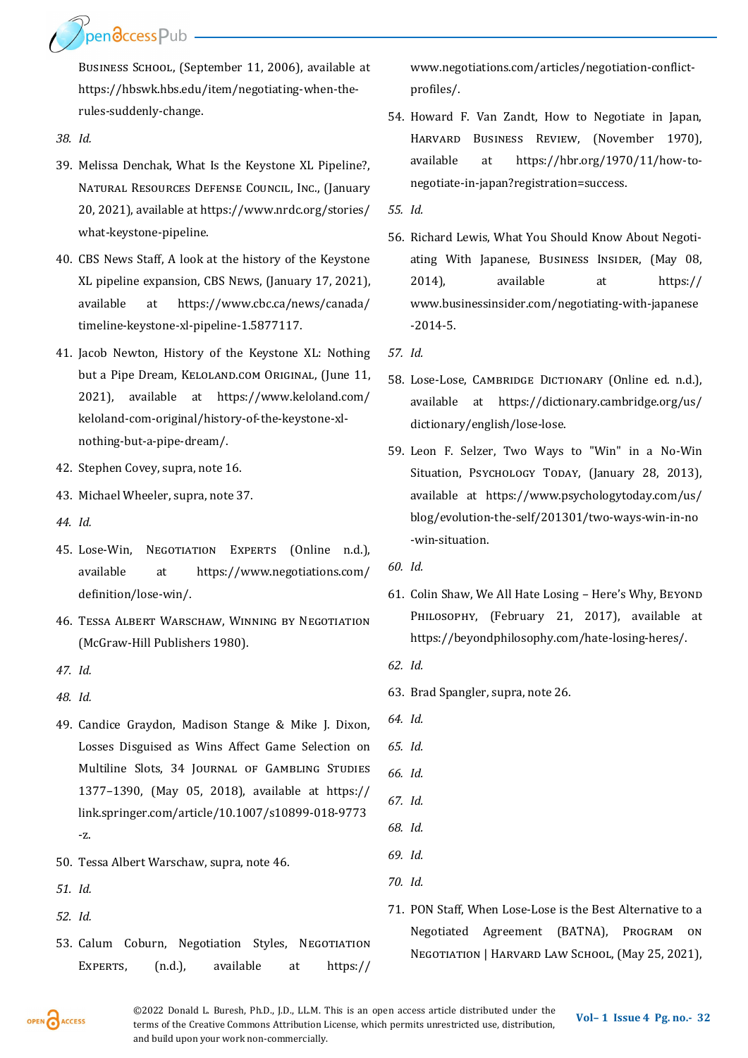Business School, (September 11, 2006), available at https://hbswk.hbs.edu/item/negotiating-when-the-rules-suddenly-change.

38. *Id.*
39. Melissa Denchak, What Is the Keystone XL Pipeline?, Natural Resources Defense Council, Inc., (January 20, 2021), available at https://www.nrdc.org/stories/what-keystone-pipeline.
40. CBS News Staff, A look at the history of the Keystone XL pipeline expansion, CBS News, (January 17, 2021), available at https://www.cbc.ca/news/canada/timeline-keystone-xl-pipeline-1.5877117.
41. Jacob Newton, History of the Keystone XL: Nothing but a Pipe Dream, Keloland.com Original, (June 11, 2021), available at https://www.keloland.com/keloland-com-original/history-of-the-keystone-xl-nothing-but-a-pipe-dream/.
42. Stephen Covey, supra, note 16.
43. Michael Wheeler, supra, note 37.
44. *Id.*
45. Lose-Win, Negotiation Experts (Online n.d.), available at https://www.negotiations.com/definition/lose-win/.
46. Tessa Albert Warschaw, Winning by Negotiation (McGraw-Hill Publishers 1980).
47. *Id.*
48. *Id.*
49. Candice Graydon, Madison Stange & Mike J. Dixon, Losses Disguised as Wins Affect Game Selection on Multiline Slots, 34 Journal of Gambling Studies 1377–1390, (May 05, 2018), available at https://link.springer.com/article/10.1007/s10899-018-9773-z.
50. Tessa Albert Warschaw, supra, note 46.
51. *Id.*
52. *Id.*
53. Calum Coburn, Negotiation Styles, Negotiation Experts, (n.d.), available at https://www.negotiations.com/articles/negotiation-conflict-profiles/.
54. Howard F. Van Zandt, How to Negotiate in Japan, Harvard Business Review, (November 1970), available at https://hbr.org/1970/11/how-to-negotiate-in-japan?registration=success.
55. *Id.*
56. Richard Lewis, What You Should Know About Negotiating With Japanese, Business Insider, (May 08, 2014), available at https://www.businessinsider.com/negotiating-with-japanese-2014-5.
57. *Id.*
58. Lose-Lose, Cambridge Dictionary (Online ed. n.d.), available at https://dictionary.cambridge.org/us/dictionary/english/lose-lose.
59. Leon F. Selzer, Two Ways to "Win" in a No-Win Situation, Psychology Today, (January 28, 2013), available at https://www.psychologytoday.com/us/blog/evolution-the-self/201301/two-ways-win-in-no-win-situation.
60. *Id.*
61. Colin Shaw, We All Hate Losing – Here's Why, Beyond Philosophy, (February 21, 2017), available at https://beyondphilosophy.com/hate-losing-heres/.
62. *Id.*
63. Brad Spangler, supra, note 26.
64. *Id.*
65. *Id.*
66. *Id.*
67. *Id.*
68. *Id.*
69. *Id.*
70. *Id.*
71. PON Staff, When Lose-Lose is the Best Alternative to a Negotiated Agreement (BATNA), Program on Negotiation | Harvard Law School, (May 25, 2021),

©2022 Donald L. Buresh, Ph.D., J.D., LL.M. This is an open access article distributed under the terms of the Creative Commons Attribution License, which permits unrestricted use, distribution, and build upon your work non-commercially.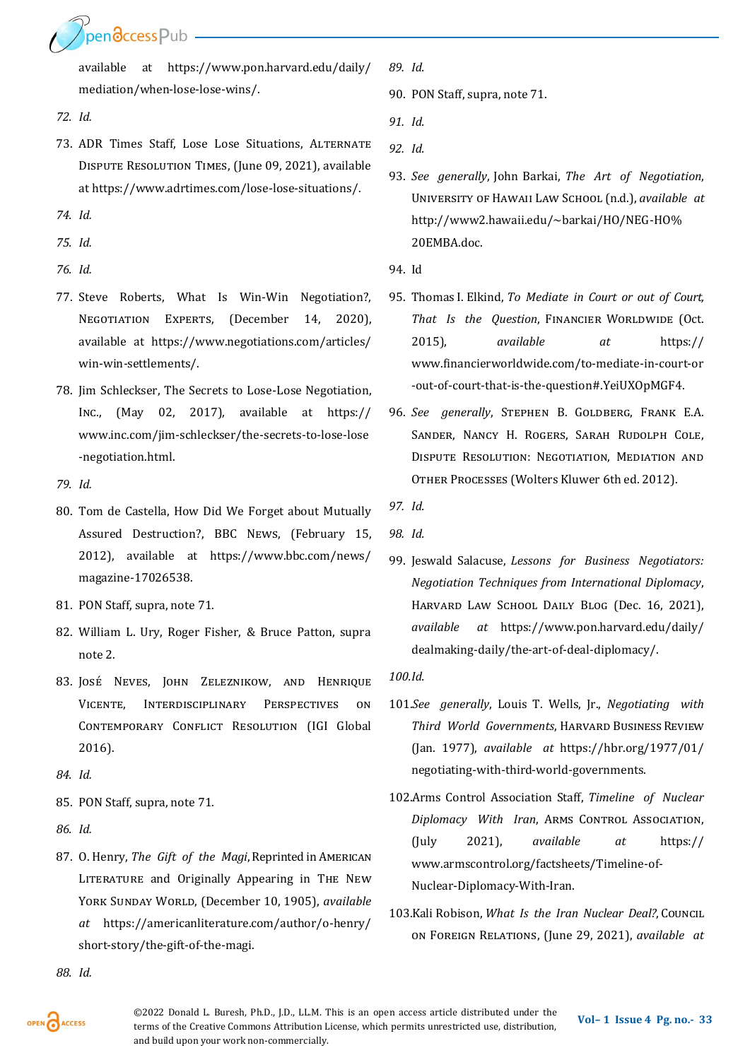available at https://www.pon.harvard.edu/daily/mediation/when-lose-lose-wins/.

72. *Id.*

73. ADR Times Staff, Lose Lose Situations, Alternate Dispute Resolution Times, (June 09, 2021), available at https://www.adrtimes.com/lose-lose-situations/.

74. *Id.*

75. *Id.*

76. *Id.*

77. Steve Roberts, What Is Win-Win Negotiation?, Negotiation Experts, (December 14, 2020), available at https://www.negotiations.com/articles/win-win-settlements/.

78. Jim Schleckser, The Secrets to Lose-Lose Negotiation, Inc., (May 02, 2017), available at https://www.inc.com/jim-schleckser/the-secrets-to-lose-lose-negotiation.html.

79. *Id.*

80. Tom de Castella, How Did We Forget about Mutually Assured Destruction?, BBC News, (February 15, 2012), available at https://www.bbc.com/news/magazine-17026538.

81. PON Staff, supra, note 71.

82. William L. Ury, Roger Fisher, & Bruce Patton, supra note 2.

83. José Neves, John Zeleznikow, and Henrique Vicente, Interdisciplinary Perspectives on Contemporary Conflict Resolution (IGI Global 2016).

84. *Id.*

85. PON Staff, supra, note 71.

86. *Id.*

87. O. Henry, *The Gift of the Magi*, Reprinted in American Literature and Originally Appearing in The New York Sunday World, (December 10, 1905), *available at* https://americanliterature.com/author/o-henry/short-story/the-gift-of-the-magi.

88. *Id.*

89. *Id.*

90. PON Staff, supra, note 71.

91. *Id.*

92. *Id.*

93. *See generally*, John Barkai, *The Art of Negotiation*, University of Hawaii Law School (n.d.), *available at* http://www2.hawaii.edu/~barkai/HO/NEG-HO%20EMBA.doc.

94. Id

95. Thomas I. Elkind, *To Mediate in Court or out of Court, That Is the Question*, Financier Worldwide (Oct. 2015), *available at* https://www.financierworldwide.com/to-mediate-in-court-or-out-of-court-that-is-the-question#.YeiUXOpMGF4.

96. *See generally*, Stephen B. Goldberg, Frank E.A. Sander, Nancy H. Rogers, Sarah Rudolph Cole, Dispute Resolution: Negotiation, Mediation and Other Processes (Wolters Kluwer 6th ed. 2012).

97. *Id.*

98. *Id.*

99. Jeswald Salacuse, *Lessons for Business Negotiators: Negotiation Techniques from International Diplomacy*, Harvard Law School Daily Blog (Dec. 16, 2021), *available at* https://www.pon.harvard.edu/daily/dealmaking-daily/the-art-of-deal-diplomacy/.

100. *Id.*

101. *See generally*, Louis T. Wells, Jr., *Negotiating with Third World Governments*, Harvard Business Review (Jan. 1977), *available at* https://hbr.org/1977/01/negotiating-with-third-world-governments.

102. Arms Control Association Staff, *Timeline of Nuclear Diplomacy With Iran*, Arms Control Association, (July 2021), *available at* https://www.armscontrol.org/factsheets/Timeline-of-Nuclear-Diplomacy-With-Iran.

103. Kali Robison, *What Is the Iran Nuclear Deal?*, Council on Foreign Relations, (June 29, 2021), *available at*

©2022 Donald L. Buresh, Ph.D., J.D., LL.M. This is an open access article distributed under the terms of the Creative Commons Attribution License, which permits unrestricted use, distribution, and build upon your work non-commercially.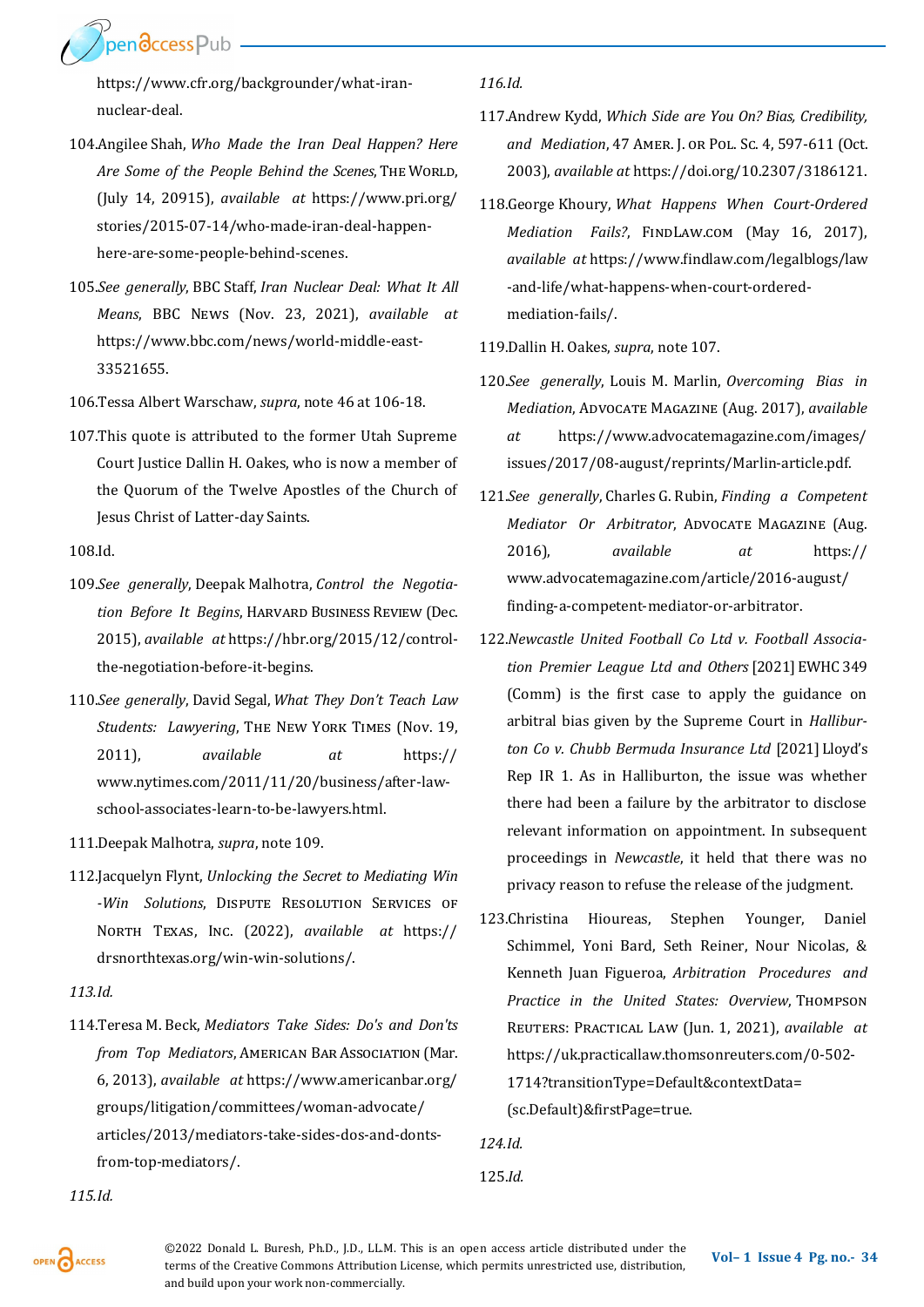https://www.cfr.org/backgrounder/what-iran-nuclear-deal.

104.Angilee Shah, *Who Made the Iran Deal Happen? Here Are Some of the People Behind the Scenes*, The World, (July 14, 20915), *available at* https://www.pri.org/stories/2015-07-14/who-made-iran-deal-happen-here-are-some-people-behind-scenes.

105.*See generally*, BBC Staff, *Iran Nuclear Deal: What It All Means*, BBC News (Nov. 23, 2021), *available at* https://www.bbc.com/news/world-middle-east-33521655.

106.Tessa Albert Warschaw, *supra*, note 46 at 106-18.

107.This quote is attributed to the former Utah Supreme Court Justice Dallin H. Oakes, who is now a member of the Quorum of the Twelve Apostles of the Church of Jesus Christ of Latter-day Saints.

108.Id.

109.*See generally*, Deepak Malhotra, *Control the Negotiation Before It Begins*, Harvard Business Review (Dec. 2015), *available at* https://hbr.org/2015/12/control-the-negotiation-before-it-begins.

110.*See generally*, David Segal, *What They Don't Teach Law Students: Lawyering*, The New York Times (Nov. 19, 2011), *available at* https://www.nytimes.com/2011/11/20/business/after-law-school-associates-learn-to-be-lawyers.html.

111.Deepak Malhotra, *supra*, note 109.

112.Jacquelyn Flynt, *Unlocking the Secret to Mediating Win-Win Solutions*, Dispute Resolution Services of North Texas, Inc. (2022), *available at* https://drsnorthtexas.org/win-win-solutions/.

*113.Id.*

114.Teresa M. Beck, *Mediators Take Sides: Do's and Don'ts from Top Mediators*, American Bar Association (Mar. 6, 2013), *available at* https://www.americanbar.org/groups/litigation/committees/woman-advocate/articles/2013/mediators-take-sides-dos-and-donts-from-top-mediators/.

*115.Id.*

*116.Id.*

117.Andrew Kydd, *Which Side are You On? Bias, Credibility, and Mediation*, 47 Amer. J. or Pol. Sc. 4, 597-611 (Oct. 2003), *available at* https://doi.org/10.2307/3186121.

118.George Khoury, *What Happens When Court-Ordered Mediation Fails?*, FindLaw.com (May 16, 2017), *available at* https://www.findlaw.com/legalblogs/law-and-life/what-happens-when-court-ordered-mediation-fails/.

119.Dallin H. Oakes, *supra*, note 107.

120.*See generally*, Louis M. Marlin, *Overcoming Bias in Mediation*, Advocate Magazine (Aug. 2017), *available at* https://www.advocatemagazine.com/images/issues/2017/08-august/reprints/Marlin-article.pdf.

121.*See generally*, Charles G. Rubin, *Finding a Competent Mediator Or Arbitrator*, Advocate Magazine (Aug. 2016), *available at* https://www.advocatemagazine.com/article/2016-august/finding-a-competent-mediator-or-arbitrator.

122.*Newcastle United Football Co Ltd v. Football Association Premier League Ltd and Others* [2021] EWHC 349 (Comm) is the first case to apply the guidance on arbitral bias given by the Supreme Court in *Halliburton Co v. Chubb Bermuda Insurance Ltd* [2021] Lloyd's Rep IR 1. As in Halliburton, the issue was whether there had been a failure by the arbitrator to disclose relevant information on appointment. In subsequent proceedings in *Newcastle*, it held that there was no privacy reason to refuse the release of the judgment.

123.Christina Hioureas, Stephen Younger, Daniel Schimmel, Yoni Bard, Seth Reiner, Nour Nicolas, & Kenneth Juan Figueroa, *Arbitration Procedures and Practice in the United States: Overview*, Thompson Reuters: Practical Law (Jun. 1, 2021), *available at* https://uk.practicallaw.thomsonreuters.com/0-502-1714?transitionType=Default&contextData=(sc.Default)&firstPage=true.

*124.Id.*

125.*Id.*

©2022 Donald L. Buresh, Ph.D., J.D., LL.M. This is an open access article distributed under the terms of the Creative Commons Attribution License, which permits unrestricted use, distribution, and build upon your work non-commercially.